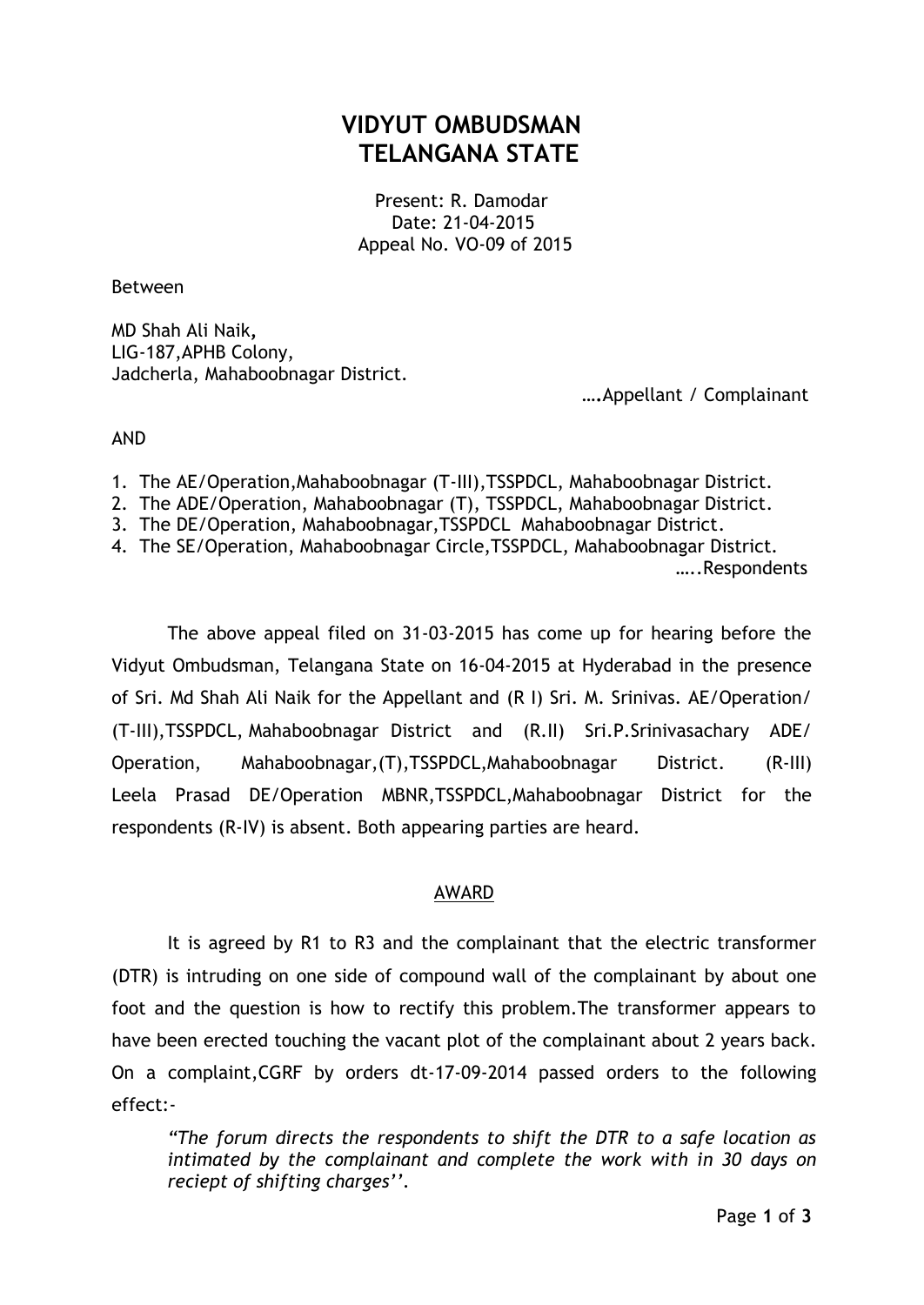# VIDYUT OMBUDSMAN
# TELANGANA STATE

Present: R. Damodar
Date: 21-04-2015
Appeal No. VO-09 of 2015

Between

MD Shah Ali Naik,
LIG-187,APHB Colony,
Jadcherla, Mahaboobnagar District.

….Appellant / Complainant

AND

1. The AE/Operation,Mahaboobnagar (T-III),TSSPDCL, Mahaboobnagar District.
2. The ADE/Operation, Mahaboobnagar (T), TSSPDCL, Mahaboobnagar District.
3. The DE/Operation, Mahaboobnagar,TSSPDCL Mahaboobnagar District.
4. The SE/Operation, Mahaboobnagar Circle,TSSPDCL, Mahaboobnagar District.

…..Respondents

The above appeal filed on 31-03-2015 has come up for hearing before the Vidyut Ombudsman, Telangana State on 16-04-2015 at Hyderabad in the presence of Sri. Md Shah Ali Naik for the Appellant and (R I) Sri. M. Srinivas. AE/Operation/ (T-III),TSSPDCL, Mahaboobnagar District and (R.II) Sri.P.Srinivasachary ADE/ Operation, Mahaboobnagar,(T),TSSPDCL,Mahaboobnagar District. (R-III) Leela Prasad DE/Operation MBNR,TSSPDCL,Mahaboobnagar District for the respondents (R-IV) is absent. Both appearing parties are heard.

## AWARD

It is agreed by R1 to R3 and the complainant that the electric transformer (DTR) is intruding on one side of compound wall of the complainant by about one foot and the question is how to rectify this problem.The transformer appears to have been erected touching the vacant plot of the complainant about 2 years back. On a complaint,CGRF by orders dt-17-09-2014 passed orders to the following effect:-

> *"The forum directs the respondents to shift the DTR to a safe location as intimated by the complainant and complete the work with in 30 days on reciept of shifting charges''.*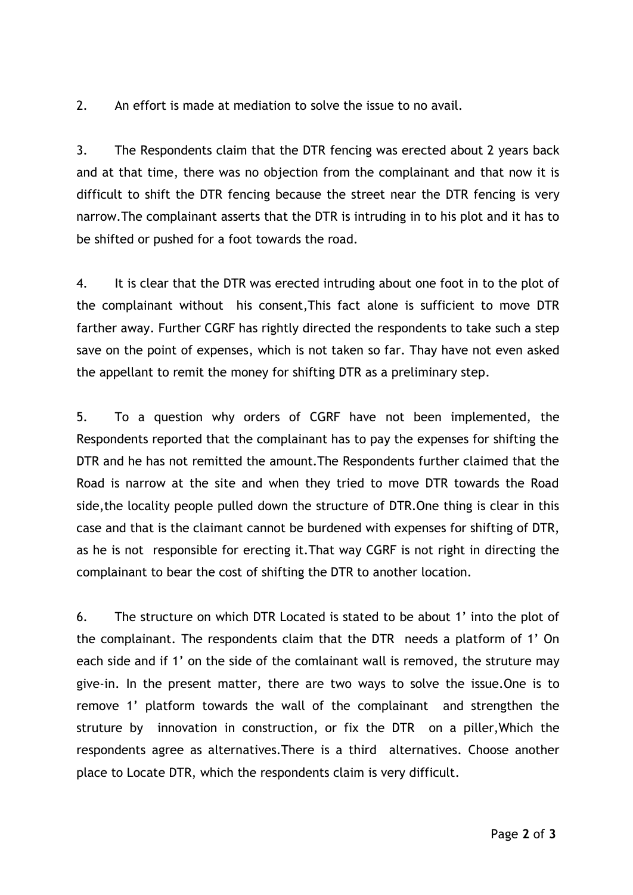2. An effort is made at mediation to solve the issue to no avail.

3. The Respondents claim that the DTR fencing was erected about 2 years back and at that time, there was no objection from the complainant and that now it is difficult to shift the DTR fencing because the street near the DTR fencing is very narrow.The complainant asserts that the DTR is intruding in to his plot and it has to be shifted or pushed for a foot towards the road.

4. It is clear that the DTR was erected intruding about one foot in to the plot of the complainant without his consent,This fact alone is sufficient to move DTR farther away. Further CGRF has rightly directed the respondents to take such a step save on the point of expenses, which is not taken so far. Thay have not even asked the appellant to remit the money for shifting DTR as a preliminary step.

5. To a question why orders of CGRF have not been implemented, the Respondents reported that the complainant has to pay the expenses for shifting the DTR and he has not remitted the amount.The Respondents further claimed that the Road is narrow at the site and when they tried to move DTR towards the Road side,the locality people pulled down the structure of DTR.One thing is clear in this case and that is the claimant cannot be burdened with expenses for shifting of DTR, as he is not responsible for erecting it.That way CGRF is not right in directing the complainant to bear the cost of shifting the DTR to another location.

6. The structure on which DTR Located is stated to be about 1' into the plot of the complainant. The respondents claim that the DTR needs a platform of 1' On each side and if 1' on the side of the comlainant wall is removed, the struture may give-in. In the present matter, there are two ways to solve the issue.One is to remove 1' platform towards the wall of the complainant and strengthen the struture by innovation in construction, or fix the DTR on a piller,Which the respondents agree as alternatives.There is a third alternatives. Choose another place to Locate DTR, which the respondents claim is very difficult.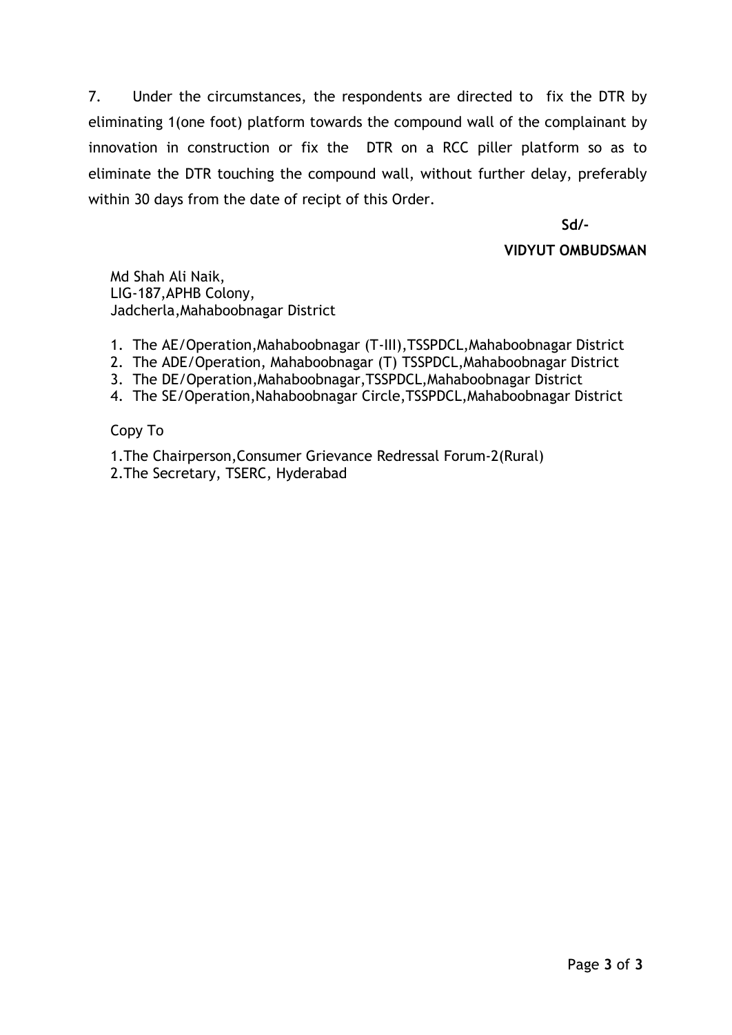7. Under the circumstances, the respondents are directed to fix the DTR by eliminating 1(one foot) platform towards the compound wall of the complainant by innovation in construction or fix the DTR on a RCC piller platform so as to eliminate the DTR touching the compound wall, without further delay, preferably within 30 days from the date of recipt of this Order.

**Sd/-**

**VIDYUT OMBUDSMAN**

Md Shah Ali Naik,
LIG-187,APHB Colony,
Jadcherla,Mahaboobnagar District

1. The AE/Operation,Mahaboobnagar (T-III),TSSPDCL,Mahaboobnagar District
2. The ADE/Operation, Mahaboobnagar (T) TSSPDCL,Mahaboobnagar District
3. The DE/Operation,Mahaboobnagar,TSSPDCL,Mahaboobnagar District
4. The SE/Operation,Nahaboobnagar Circle,TSSPDCL,Mahaboobnagar District

Copy To

1. The Chairperson,Consumer Grievance Redressal Forum-2(Rural)
2. The Secretary, TSERC, Hyderabad